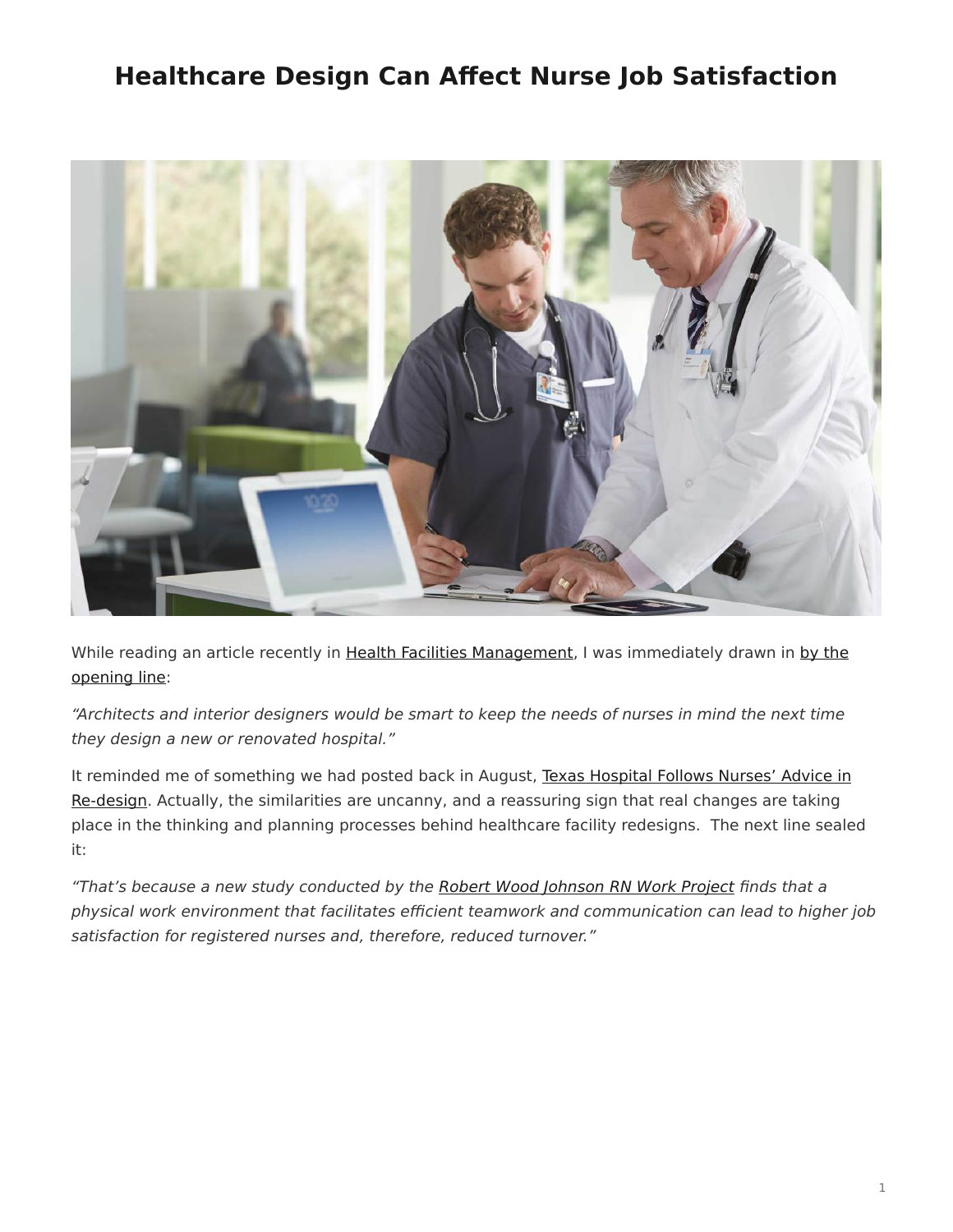# Healthcare Design Can Affect Nurse Job Satisfaction

While reading an article recently in Health Facilities Management, I was immediately drawn in by the opening line:

*"Architects and interior designers would be smart to keep the needs of nurses in mind the next time they design a new or renovated hospital."*

It reminded me of something we had posted back in August, Texas Hospital Follows Nurses' Advice in Re-design. Actually, the similarities are uncanny, and a reassuring sign that real changes are taking place in the thinking and planning processes behind healthcare facility redesigns. The next line sealed it:

*"That's because a new study conducted by the Robert Wood Johnson RN Work Project finds that a physical work environment that facilitates efficient teamwork and communication can lead to higher job satisfaction for registered nurses and, therefore, reduced turnover."*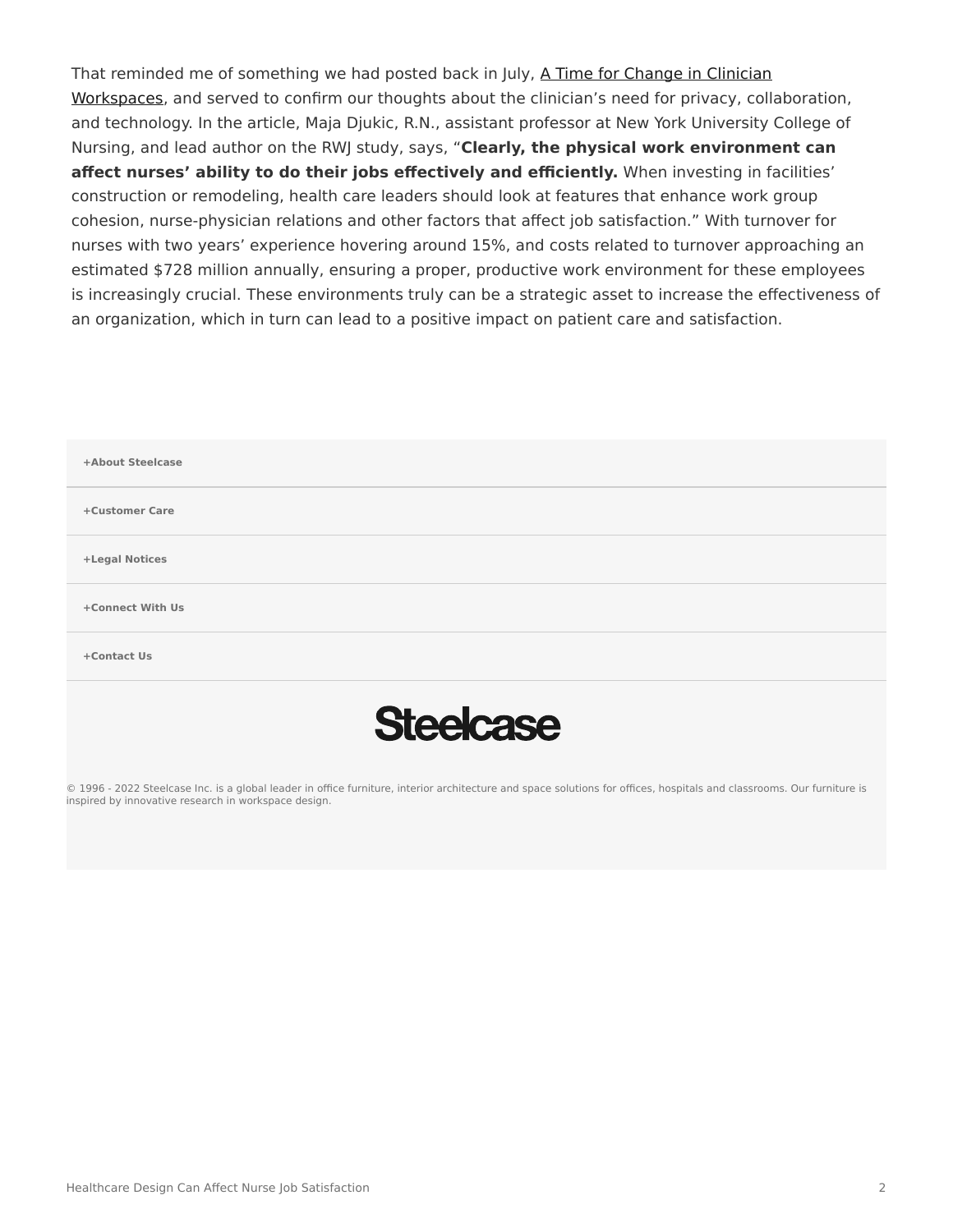That reminded me of something we had posted back in July, A Time for Change in Clinician Workspaces, and served to confirm our thoughts about the clinician's need for privacy, collaboration, and technology. In the article, Maja Djukic, R.N., assistant professor at New York University College of Nursing, and lead author on the RWJ study, says, "**Clearly, the physical work environment can affect nurses' ability to do their jobs effectively and efficiently.** When investing in facilities' construction or remodeling, health care leaders should look at features that enhance work group cohesion, nurse-physician relations and other factors that affect job satisfaction." With turnover for nurses with two years' experience hovering around 15%, and costs related to turnover approaching an estimated $728 million annually, ensuring a proper, productive work environment for these employees is increasingly crucial. These environments truly can be a strategic asset to increase the effectiveness of an organization, which in turn can lead to a positive impact on patient care and satisfaction.

**+About Steelcase**

**+Customer Care**

**+Legal Notices**

**+Connect With Us**

**+Contact Us**

Steelcase

© 1996 - 2022 Steelcase Inc. is a global leader in office furniture, interior architecture and space solutions for offices, hospitals and classrooms. Our furniture is inspired by innovative research in workspace design.